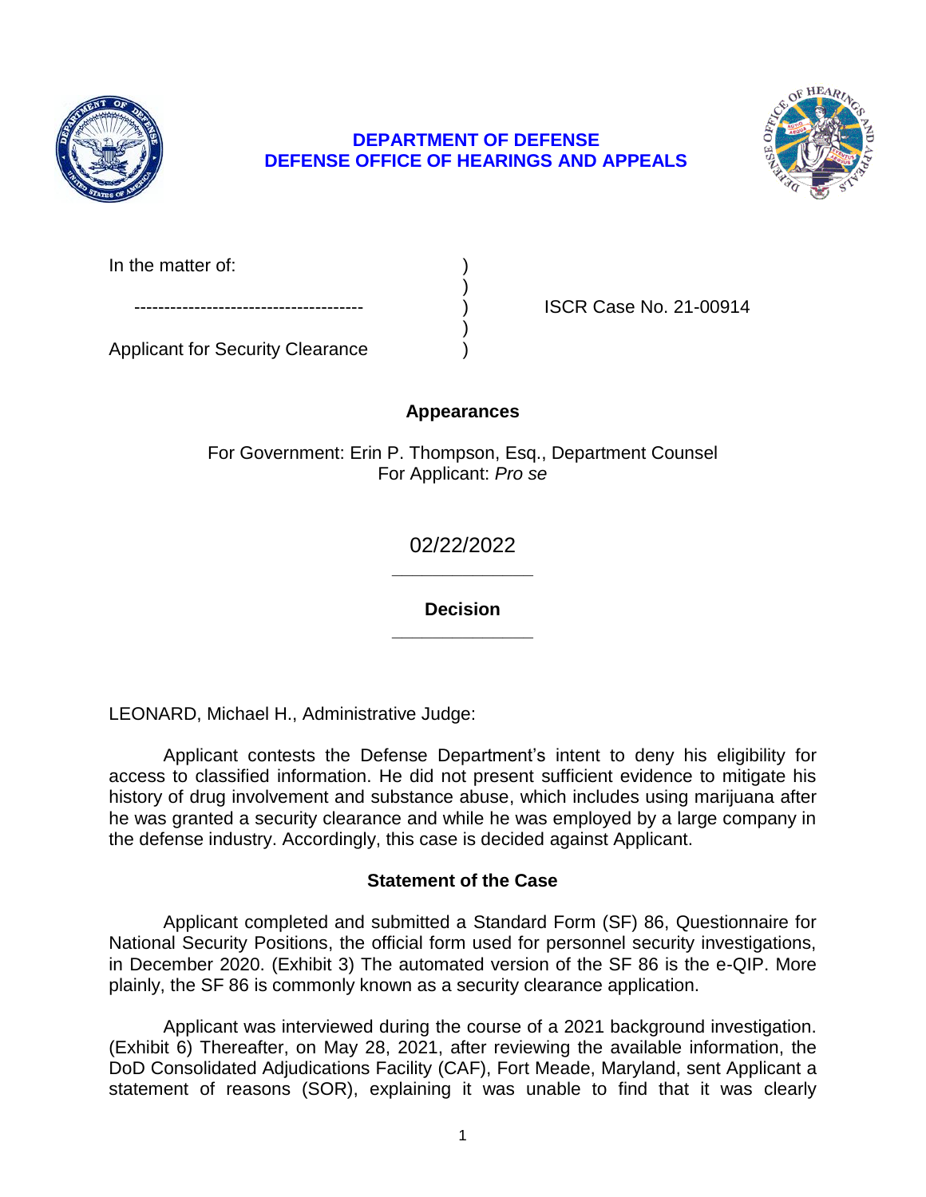**DEPARTMENT OF DEFENSE**
**DEFENSE OFFICE OF HEARINGS AND APPEALS**

| | | |
|---|---|---|
| In the matter of: | ) | |
| | ) | |
| -------------------------------------- | ) | ISCR Case No. 21-00914 |
| | ) | |
| Applicant for Security Clearance | ) | |

## Appearances

For Government: Erin P. Thompson, Esq., Department Counsel
For Applicant: *Pro se*

02/22/2022

______________

## Decision

______________

LEONARD, Michael H., Administrative Judge:

Applicant contests the Defense Department's intent to deny his eligibility for access to classified information. He did not present sufficient evidence to mitigate his history of drug involvement and substance abuse, which includes using marijuana after he was granted a security clearance and while he was employed by a large company in the defense industry. Accordingly, this case is decided against Applicant.

## Statement of the Case

Applicant completed and submitted a Standard Form (SF) 86, Questionnaire for National Security Positions, the official form used for personnel security investigations, in December 2020. (Exhibit 3) The automated version of the SF 86 is the e-QIP. More plainly, the SF 86 is commonly known as a security clearance application.

Applicant was interviewed during the course of a 2021 background investigation. (Exhibit 6) Thereafter, on May 28, 2021, after reviewing the available information, the DoD Consolidated Adjudications Facility (CAF), Fort Meade, Maryland, sent Applicant a statement of reasons (SOR), explaining it was unable to find that it was clearly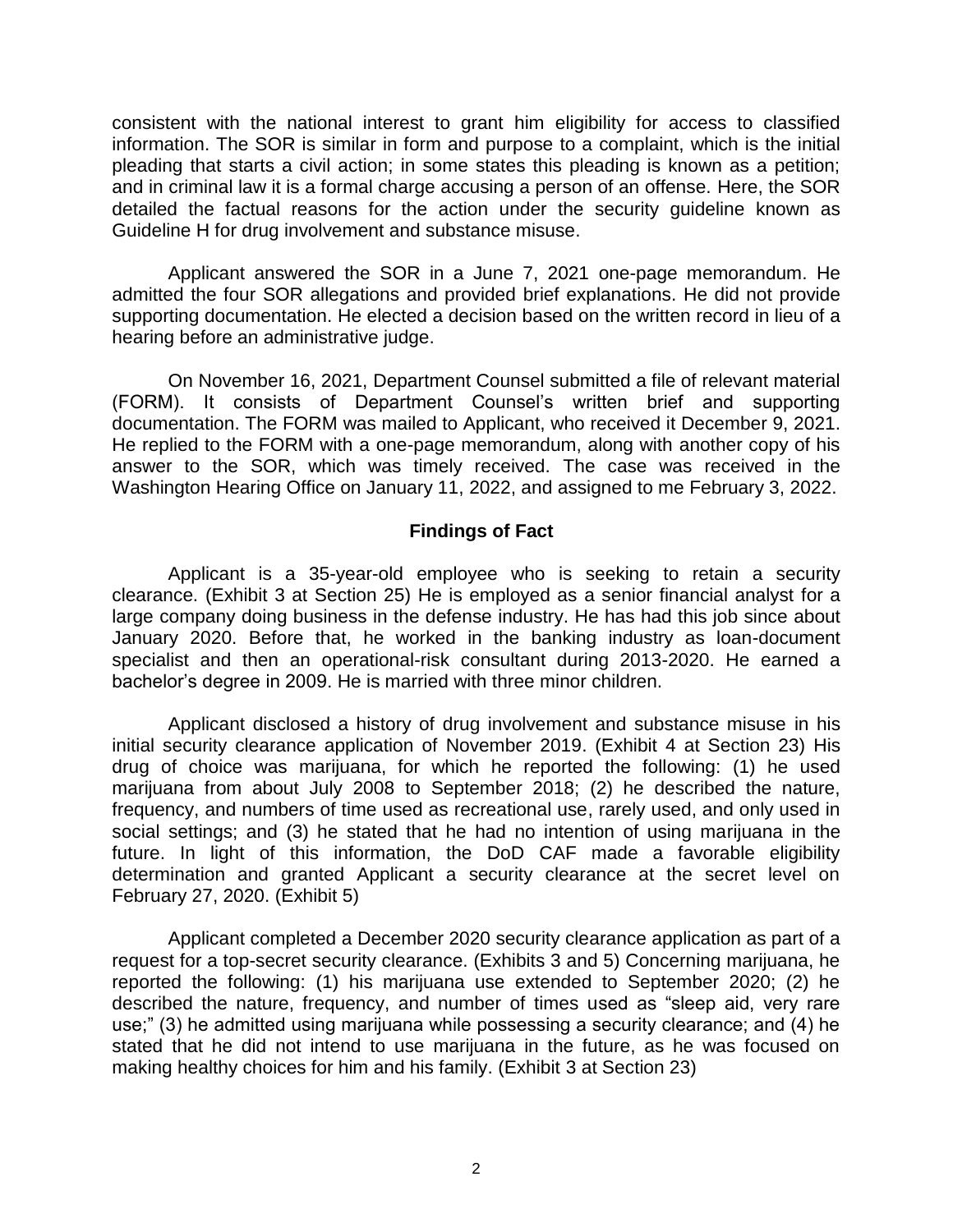consistent with the national interest to grant him eligibility for access to classified information. The SOR is similar in form and purpose to a complaint, which is the initial pleading that starts a civil action; in some states this pleading is known as a petition; and in criminal law it is a formal charge accusing a person of an offense. Here, the SOR detailed the factual reasons for the action under the security guideline known as Guideline H for drug involvement and substance misuse.

Applicant answered the SOR in a June 7, 2021 one-page memorandum. He admitted the four SOR allegations and provided brief explanations. He did not provide supporting documentation. He elected a decision based on the written record in lieu of a hearing before an administrative judge.

On November 16, 2021, Department Counsel submitted a file of relevant material (FORM). It consists of Department Counsel's written brief and supporting documentation. The FORM was mailed to Applicant, who received it December 9, 2021. He replied to the FORM with a one-page memorandum, along with another copy of his answer to the SOR, which was timely received. The case was received in the Washington Hearing Office on January 11, 2022, and assigned to me February 3, 2022.

## Findings of Fact

Applicant is a 35-year-old employee who is seeking to retain a security clearance. (Exhibit 3 at Section 25) He is employed as a senior financial analyst for a large company doing business in the defense industry. He has had this job since about January 2020. Before that, he worked in the banking industry as loan-document specialist and then an operational-risk consultant during 2013-2020. He earned a bachelor's degree in 2009. He is married with three minor children.

Applicant disclosed a history of drug involvement and substance misuse in his initial security clearance application of November 2019. (Exhibit 4 at Section 23) His drug of choice was marijuana, for which he reported the following: (1) he used marijuana from about July 2008 to September 2018; (2) he described the nature, frequency, and numbers of time used as recreational use, rarely used, and only used in social settings; and (3) he stated that he had no intention of using marijuana in the future. In light of this information, the DoD CAF made a favorable eligibility determination and granted Applicant a security clearance at the secret level on February 27, 2020. (Exhibit 5)

Applicant completed a December 2020 security clearance application as part of a request for a top-secret security clearance. (Exhibits 3 and 5) Concerning marijuana, he reported the following: (1) his marijuana use extended to September 2020; (2) he described the nature, frequency, and number of times used as "sleep aid, very rare use;" (3) he admitted using marijuana while possessing a security clearance; and (4) he stated that he did not intend to use marijuana in the future, as he was focused on making healthy choices for him and his family. (Exhibit 3 at Section 23)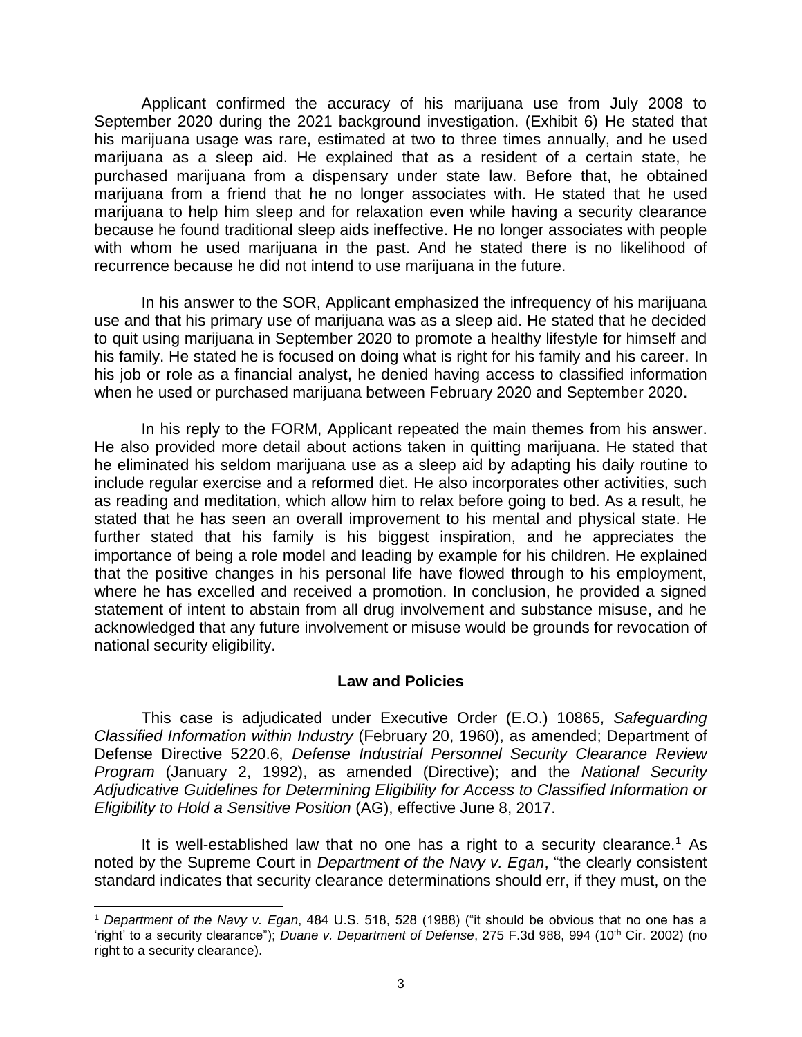Applicant confirmed the accuracy of his marijuana use from July 2008 to September 2020 during the 2021 background investigation. (Exhibit 6) He stated that his marijuana usage was rare, estimated at two to three times annually, and he used marijuana as a sleep aid. He explained that as a resident of a certain state, he purchased marijuana from a dispensary under state law. Before that, he obtained marijuana from a friend that he no longer associates with. He stated that he used marijuana to help him sleep and for relaxation even while having a security clearance because he found traditional sleep aids ineffective. He no longer associates with people with whom he used marijuana in the past. And he stated there is no likelihood of recurrence because he did not intend to use marijuana in the future.

In his answer to the SOR, Applicant emphasized the infrequency of his marijuana use and that his primary use of marijuana was as a sleep aid. He stated that he decided to quit using marijuana in September 2020 to promote a healthy lifestyle for himself and his family. He stated he is focused on doing what is right for his family and his career. In his job or role as a financial analyst, he denied having access to classified information when he used or purchased marijuana between February 2020 and September 2020.

In his reply to the FORM, Applicant repeated the main themes from his answer. He also provided more detail about actions taken in quitting marijuana. He stated that he eliminated his seldom marijuana use as a sleep aid by adapting his daily routine to include regular exercise and a reformed diet. He also incorporates other activities, such as reading and meditation, which allow him to relax before going to bed. As a result, he stated that he has seen an overall improvement to his mental and physical state. He further stated that his family is his biggest inspiration, and he appreciates the importance of being a role model and leading by example for his children. He explained that the positive changes in his personal life have flowed through to his employment, where he has excelled and received a promotion. In conclusion, he provided a signed statement of intent to abstain from all drug involvement and substance misuse, and he acknowledged that any future involvement or misuse would be grounds for revocation of national security eligibility.

## Law and Policies

This case is adjudicated under Executive Order (E.O.) 10865*, Safeguarding Classified Information within Industry* (February 20, 1960), as amended; Department of Defense Directive 5220.6, *Defense Industrial Personnel Security Clearance Review Program* (January 2, 1992), as amended (Directive); and the *National Security Adjudicative Guidelines for Determining Eligibility for Access to Classified Information or Eligibility to Hold a Sensitive Position* (AG), effective June 8, 2017.

It is well-established law that no one has a right to a security clearance.[1] As noted by the Supreme Court in *Department of the Navy v. Egan*, "the clearly consistent standard indicates that security clearance determinations should err, if they must, on the

---

[1] *Department of the Navy v. Egan*, 484 U.S. 518, 528 (1988) ("it should be obvious that no one has a 'right' to a security clearance"); *Duane v. Department of Defense*, 275 F.3d 988, 994 (10th Cir. 2002) (no right to a security clearance).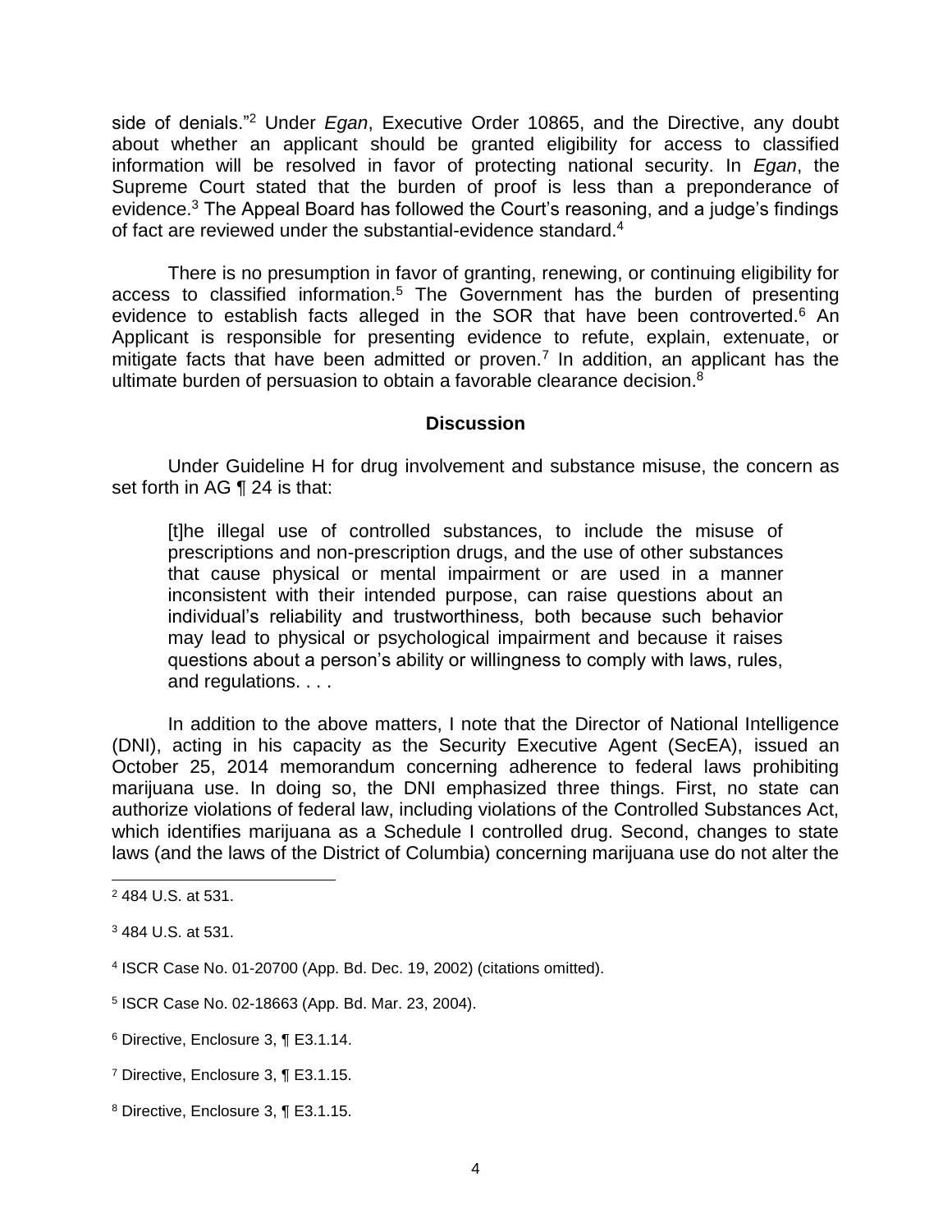side of denials."[2] Under *Egan*, Executive Order 10865, and the Directive, any doubt about whether an applicant should be granted eligibility for access to classified information will be resolved in favor of protecting national security. In *Egan*, the Supreme Court stated that the burden of proof is less than a preponderance of evidence.[3] The Appeal Board has followed the Court's reasoning, and a judge's findings of fact are reviewed under the substantial-evidence standard.[4]

There is no presumption in favor of granting, renewing, or continuing eligibility for access to classified information.[5] The Government has the burden of presenting evidence to establish facts alleged in the SOR that have been controverted.[6] An Applicant is responsible for presenting evidence to refute, explain, extenuate, or mitigate facts that have been admitted or proven.[7] In addition, an applicant has the ultimate burden of persuasion to obtain a favorable clearance decision.[8]

## Discussion

Under Guideline H for drug involvement and substance misuse, the concern as set forth in AG ¶ 24 is that:

> [t]he illegal use of controlled substances, to include the misuse of prescriptions and non-prescription drugs, and the use of other substances that cause physical or mental impairment or are used in a manner inconsistent with their intended purpose, can raise questions about an individual's reliability and trustworthiness, both because such behavior may lead to physical or psychological impairment and because it raises questions about a person's ability or willingness to comply with laws, rules, and regulations. . . .

In addition to the above matters, I note that the Director of National Intelligence (DNI), acting in his capacity as the Security Executive Agent (SecEA), issued an October 25, 2014 memorandum concerning adherence to federal laws prohibiting marijuana use. In doing so, the DNI emphasized three things. First, no state can authorize violations of federal law, including violations of the Controlled Substances Act, which identifies marijuana as a Schedule I controlled drug. Second, changes to state laws (and the laws of the District of Columbia) concerning marijuana use do not alter the

---

[2] 484 U.S. at 531.

[3] 484 U.S. at 531.

[4] ISCR Case No. 01-20700 (App. Bd. Dec. 19, 2002) (citations omitted).

[5] ISCR Case No. 02-18663 (App. Bd. Mar. 23, 2004).

[6] Directive, Enclosure 3, ¶ E3.1.14.

[7] Directive, Enclosure 3, ¶ E3.1.15.

[8] Directive, Enclosure 3, ¶ E3.1.15.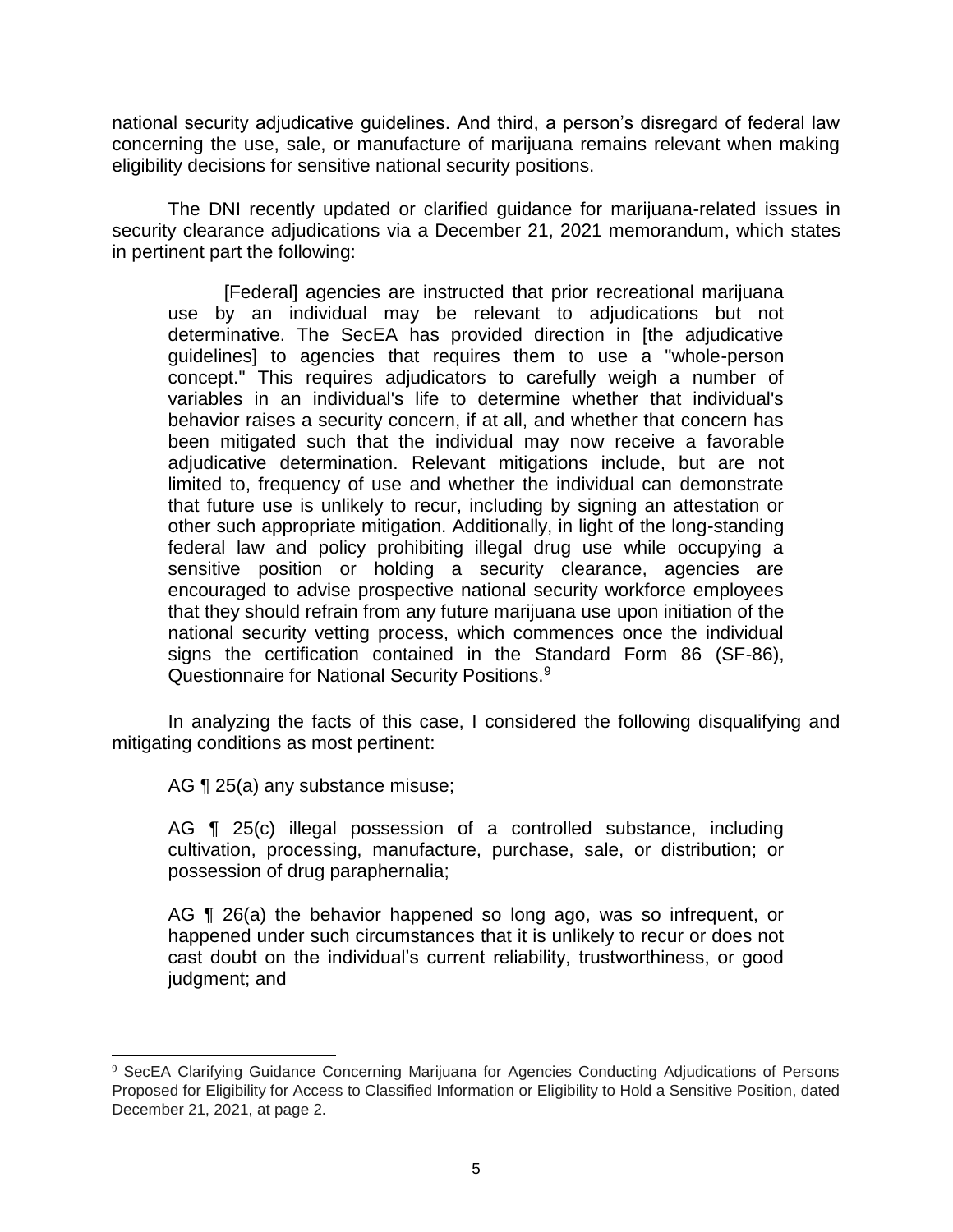national security adjudicative guidelines. And third, a person's disregard of federal law concerning the use, sale, or manufacture of marijuana remains relevant when making eligibility decisions for sensitive national security positions.

The DNI recently updated or clarified guidance for marijuana-related issues in security clearance adjudications via a December 21, 2021 memorandum, which states in pertinent part the following:

> [Federal] agencies are instructed that prior recreational marijuana use by an individual may be relevant to adjudications but not determinative. The SecEA has provided direction in [the adjudicative guidelines] to agencies that requires them to use a "whole-person concept." This requires adjudicators to carefully weigh a number of variables in an individual's life to determine whether that individual's behavior raises a security concern, if at all, and whether that concern has been mitigated such that the individual may now receive a favorable adjudicative determination. Relevant mitigations include, but are not limited to, frequency of use and whether the individual can demonstrate that future use is unlikely to recur, including by signing an attestation or other such appropriate mitigation. Additionally, in light of the long-standing federal law and policy prohibiting illegal drug use while occupying a sensitive position or holding a security clearance, agencies are encouraged to advise prospective national security workforce employees that they should refrain from any future marijuana use upon initiation of the national security vetting process, which commences once the individual signs the certification contained in the Standard Form 86 (SF-86), Questionnaire for National Security Positions.[9]

In analyzing the facts of this case, I considered the following disqualifying and mitigating conditions as most pertinent:

> AG ¶ 25(a) any substance misuse;
>
> AG ¶ 25(c) illegal possession of a controlled substance, including cultivation, processing, manufacture, purchase, sale, or distribution; or possession of drug paraphernalia;
>
> AG ¶ 26(a) the behavior happened so long ago, was so infrequent, or happened under such circumstances that it is unlikely to recur or does not cast doubt on the individual's current reliability, trustworthiness, or good judgment; and

---

[9] SecEA Clarifying Guidance Concerning Marijuana for Agencies Conducting Adjudications of Persons Proposed for Eligibility for Access to Classified Information or Eligibility to Hold a Sensitive Position, dated December 21, 2021, at page 2.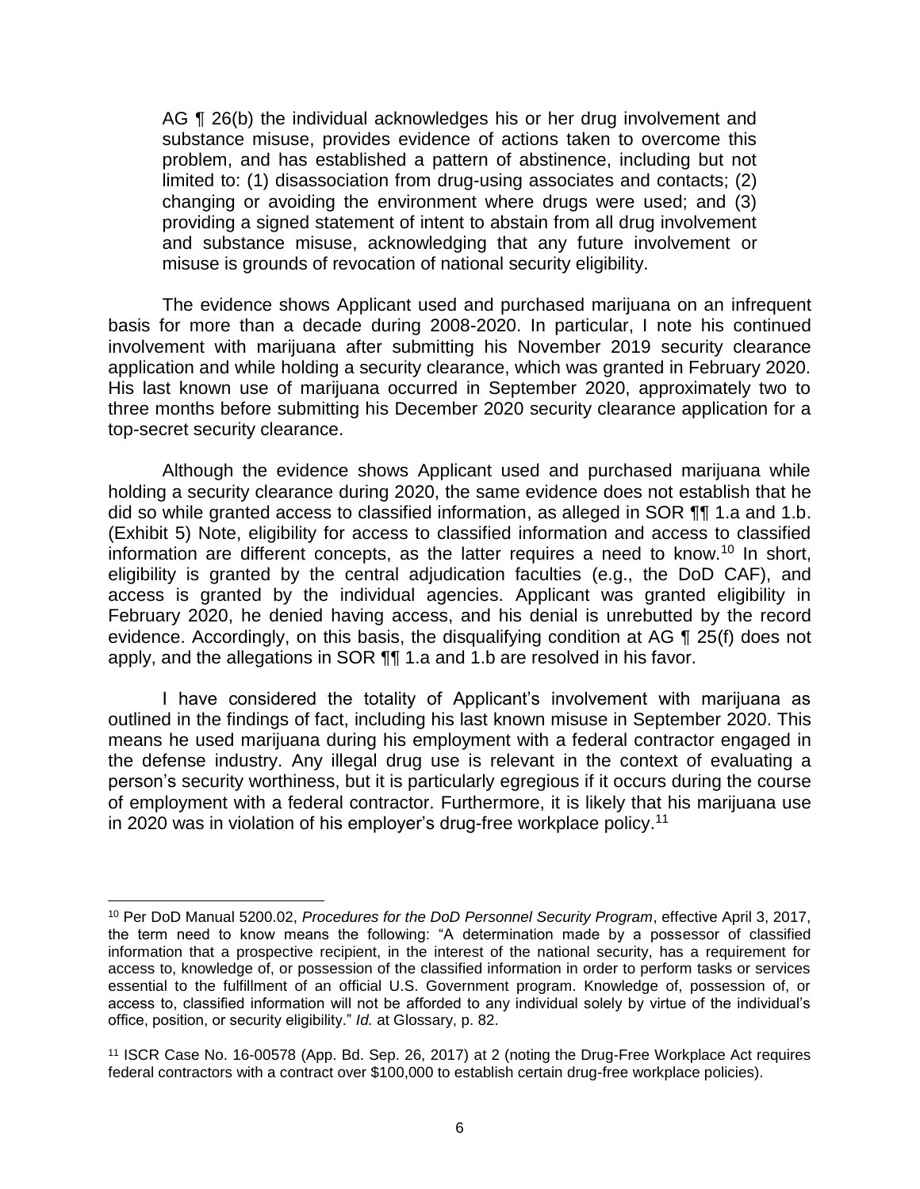AG ¶ 26(b) the individual acknowledges his or her drug involvement and substance misuse, provides evidence of actions taken to overcome this problem, and has established a pattern of abstinence, including but not limited to: (1) disassociation from drug-using associates and contacts; (2) changing or avoiding the environment where drugs were used; and (3) providing a signed statement of intent to abstain from all drug involvement and substance misuse, acknowledging that any future involvement or misuse is grounds of revocation of national security eligibility.

The evidence shows Applicant used and purchased marijuana on an infrequent basis for more than a decade during 2008-2020. In particular, I note his continued involvement with marijuana after submitting his November 2019 security clearance application and while holding a security clearance, which was granted in February 2020. His last known use of marijuana occurred in September 2020, approximately two to three months before submitting his December 2020 security clearance application for a top-secret security clearance.

Although the evidence shows Applicant used and purchased marijuana while holding a security clearance during 2020, the same evidence does not establish that he did so while granted access to classified information, as alleged in SOR ¶¶ 1.a and 1.b. (Exhibit 5) Note, eligibility for access to classified information and access to classified information are different concepts, as the latter requires a need to know.[10] In short, eligibility is granted by the central adjudication faculties (e.g., the DoD CAF), and access is granted by the individual agencies. Applicant was granted eligibility in February 2020, he denied having access, and his denial is unrebutted by the record evidence. Accordingly, on this basis, the disqualifying condition at AG ¶ 25(f) does not apply, and the allegations in SOR ¶¶ 1.a and 1.b are resolved in his favor.

I have considered the totality of Applicant's involvement with marijuana as outlined in the findings of fact, including his last known misuse in September 2020. This means he used marijuana during his employment with a federal contractor engaged in the defense industry. Any illegal drug use is relevant in the context of evaluating a person's security worthiness, but it is particularly egregious if it occurs during the course of employment with a federal contractor. Furthermore, it is likely that his marijuana use in 2020 was in violation of his employer's drug-free workplace policy.[11]

---

[10] Per DoD Manual 5200.02, *Procedures for the DoD Personnel Security Program*, effective April 3, 2017, the term need to know means the following: "A determination made by a possessor of classified information that a prospective recipient, in the interest of the national security, has a requirement for access to, knowledge of, or possession of the classified information in order to perform tasks or services essential to the fulfillment of an official U.S. Government program. Knowledge of, possession of, or access to, classified information will not be afforded to any individual solely by virtue of the individual's office, position, or security eligibility." *Id.* at Glossary, p. 82.

[11] ISCR Case No. 16-00578 (App. Bd. Sep. 26, 2017) at 2 (noting the Drug-Free Workplace Act requires federal contractors with a contract over $100,000 to establish certain drug-free workplace policies).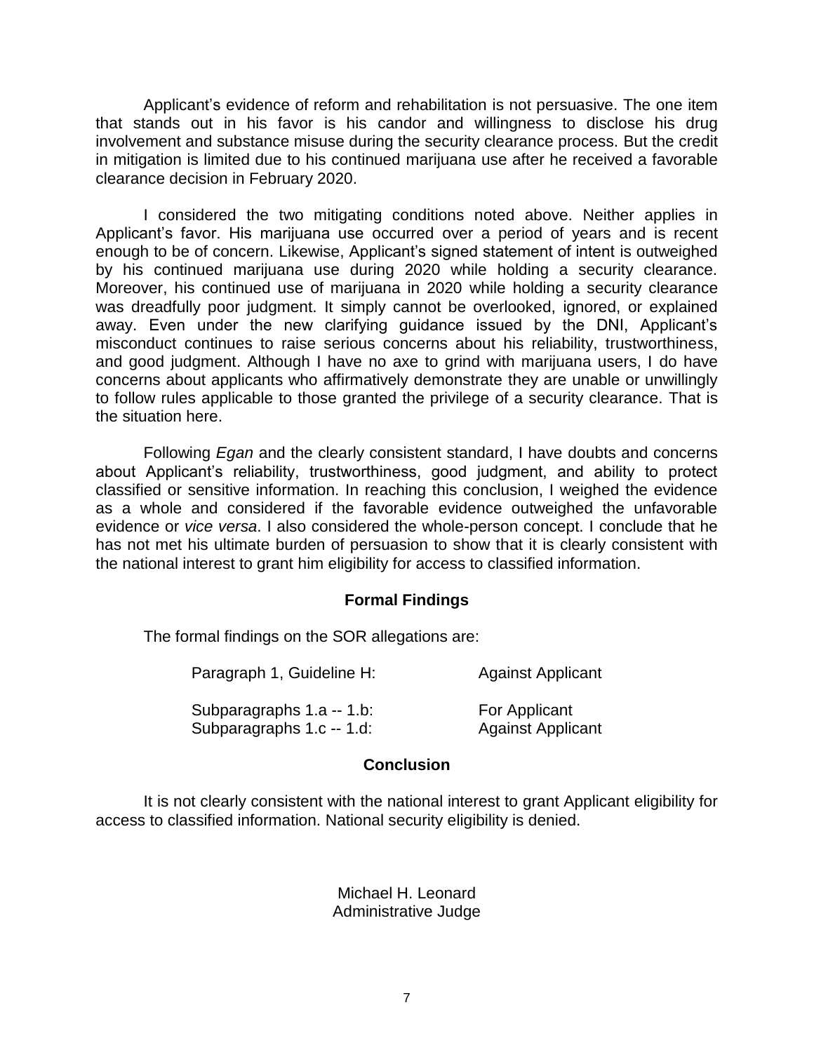Applicant's evidence of reform and rehabilitation is not persuasive. The one item that stands out in his favor is his candor and willingness to disclose his drug involvement and substance misuse during the security clearance process. But the credit in mitigation is limited due to his continued marijuana use after he received a favorable clearance decision in February 2020.

I considered the two mitigating conditions noted above. Neither applies in Applicant's favor. His marijuana use occurred over a period of years and is recent enough to be of concern. Likewise, Applicant's signed statement of intent is outweighed by his continued marijuana use during 2020 while holding a security clearance. Moreover, his continued use of marijuana in 2020 while holding a security clearance was dreadfully poor judgment. It simply cannot be overlooked, ignored, or explained away. Even under the new clarifying guidance issued by the DNI, Applicant's misconduct continues to raise serious concerns about his reliability, trustworthiness, and good judgment. Although I have no axe to grind with marijuana users, I do have concerns about applicants who affirmatively demonstrate they are unable or unwillingly to follow rules applicable to those granted the privilege of a security clearance. That is the situation here.

Following *Egan* and the clearly consistent standard, I have doubts and concerns about Applicant's reliability, trustworthiness, good judgment, and ability to protect classified or sensitive information. In reaching this conclusion, I weighed the evidence as a whole and considered if the favorable evidence outweighed the unfavorable evidence or *vice versa*. I also considered the whole-person concept. I conclude that he has not met his ultimate burden of persuasion to show that it is clearly consistent with the national interest to grant him eligibility for access to classified information.

## Formal Findings

The formal findings on the SOR allegations are:

| | |
|---|---|
| Paragraph 1, Guideline H: | Against Applicant |
| Subparagraphs 1.a -- 1.b: | For Applicant |
| Subparagraphs 1.c -- 1.d: | Against Applicant |

## Conclusion

It is not clearly consistent with the national interest to grant Applicant eligibility for access to classified information. National security eligibility is denied.

Michael H. Leonard
Administrative Judge